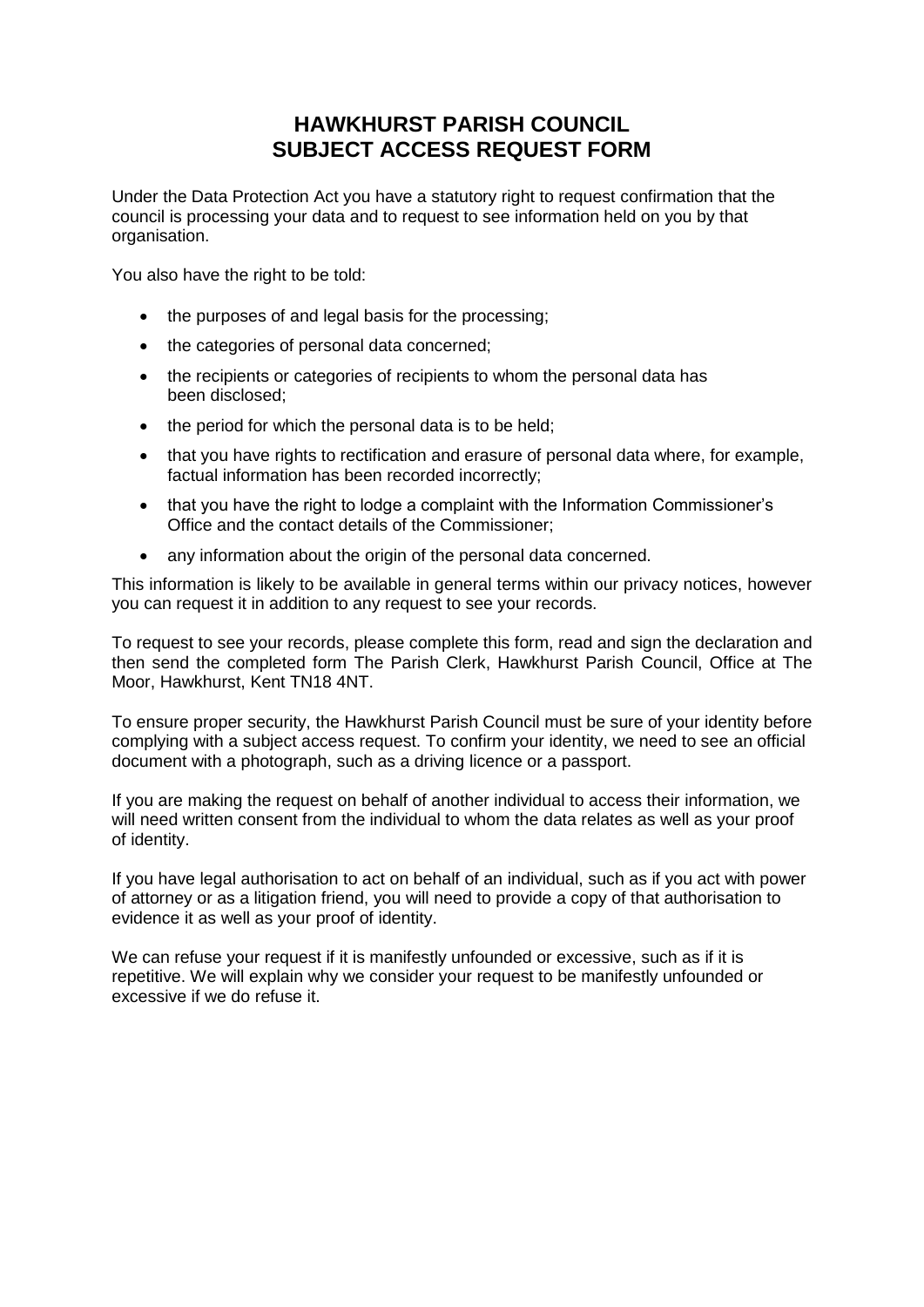# HAWKHURST PARISH COUNCIL
# SUBJECT ACCESS REQUEST FORM

Under the Data Protection Act you have a statutory right to request confirmation that the council is processing your data and to request to see information held on you by that organisation.

You also have the right to be told:

- the purposes of and legal basis for the processing;
- the categories of personal data concerned;
- the recipients or categories of recipients to whom the personal data has been disclosed;
- the period for which the personal data is to be held;
- that you have rights to rectification and erasure of personal data where, for example, factual information has been recorded incorrectly;
- that you have the right to lodge a complaint with the Information Commissioner's Office and the contact details of the Commissioner;
- any information about the origin of the personal data concerned.

This information is likely to be available in general terms within our privacy notices, however you can request it in addition to any request to see your records.

To request to see your records, please complete this form, read and sign the declaration and then send the completed form The Parish Clerk, Hawkhurst Parish Council, Office at The Moor, Hawkhurst, Kent TN18 4NT.

To ensure proper security, the Hawkhurst Parish Council must be sure of your identity before complying with a subject access request. To confirm your identity, we need to see an official document with a photograph, such as a driving licence or a passport.

If you are making the request on behalf of another individual to access their information, we will need written consent from the individual to whom the data relates as well as your proof of identity.

If you have legal authorisation to act on behalf of an individual, such as if you act with power of attorney or as a litigation friend, you will need to provide a copy of that authorisation to evidence it as well as your proof of identity.

We can refuse your request if it is manifestly unfounded or excessive, such as if it is repetitive. We will explain why we consider your request to be manifestly unfounded or excessive if we do refuse it.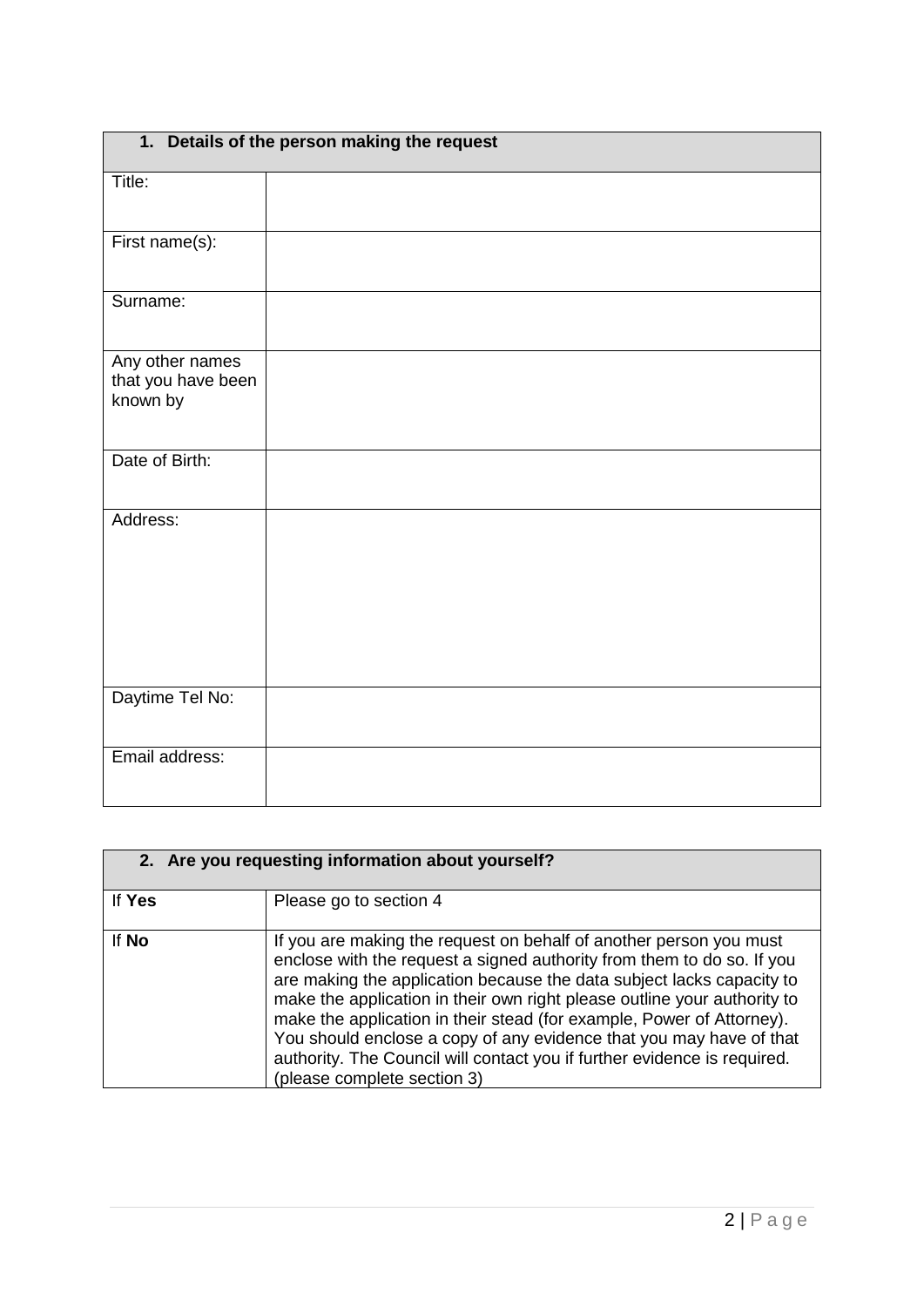| 1. Details of the person making the request | |
|---|---|
| Title: | |
| First name(s): | |
| Surname: | |
| Any other names that you have been known by | |
| Date of Birth: | |
| Address: | |
| Daytime Tel No: | |
| Email address: | |

| 2. Are you requesting information about yourself? | |
|---|---|
| If **Yes** | Please go to section 4 |
| If **No** | If you are making the request on behalf of another person you must enclose with the request a signed authority from them to do so. If you are making the application because the data subject lacks capacity to make the application in their own right please outline your authority to make the application in their stead (for example, Power of Attorney). You should enclose a copy of any evidence that you may have of that authority. The Council will contact you if further evidence is required. (please complete section 3) |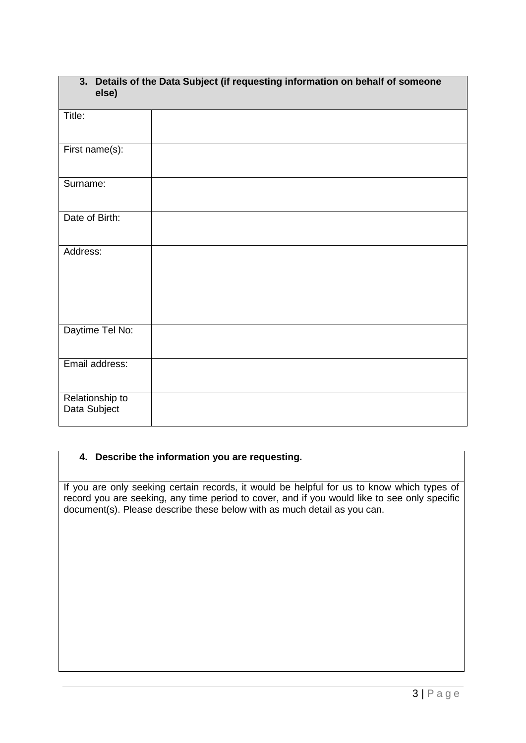| **3. Details of the Data Subject (if requesting information on behalf of someone else)** | |
|---|---|
| Title: | |
| First name(s): | |
| Surname: | |
| Date of Birth: | |
| Address: | |
| Daytime Tel No: | |
| Email address: | |
| Relationship to Data Subject | |

| **4. Describe the information you are requesting.** |
|---|
| If you are only seeking certain records, it would be helpful for us to know which types of record you are seeking, any time period to cover, and if you would like to see only specific document(s). Please describe these below with as much detail as you can. |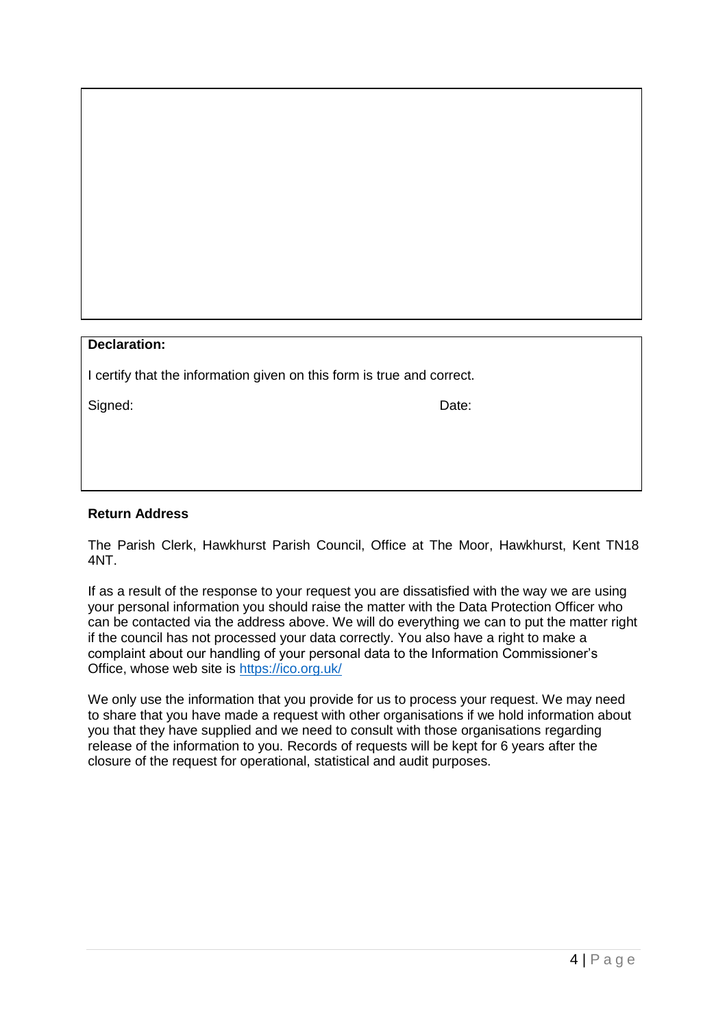**Declaration:**

I certify that the information given on this form is true and correct.

Signed: Date:

**Return Address**

The Parish Clerk, Hawkhurst Parish Council, Office at The Moor, Hawkhurst, Kent TN18 4NT.

If as a result of the response to your request you are dissatisfied with the way we are using your personal information you should raise the matter with the Data Protection Officer who can be contacted via the address above. We will do everything we can to put the matter right if the council has not processed your data correctly. You also have a right to make a complaint about our handling of your personal data to the Information Commissioner's Office, whose web site is [https://ico.org.uk/](https://ico.org.uk/)

We only use the information that you provide for us to process your request. We may need to share that you have made a request with other organisations if we hold information about you that they have supplied and we need to consult with those organisations regarding release of the information to you. Records of requests will be kept for 6 years after the closure of the request for operational, statistical and audit purposes.